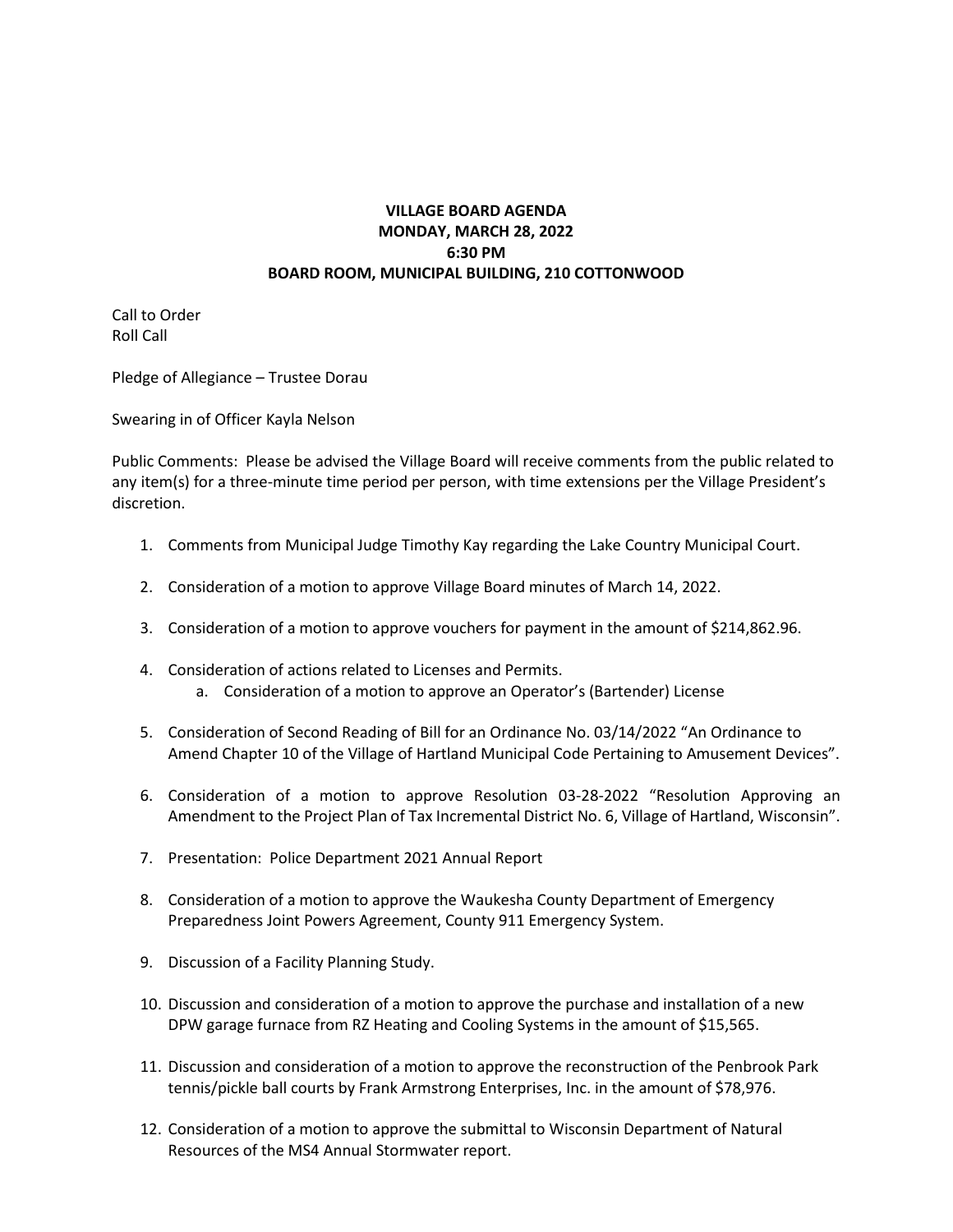**VILLAGE BOARD AGENDA**
**MONDAY, MARCH 28, 2022**
**6:30 PM**
**BOARD ROOM, MUNICIPAL BUILDING, 210 COTTONWOOD**

Call to Order
Roll Call

Pledge of Allegiance – Trustee Dorau

Swearing in of Officer Kayla Nelson

Public Comments: Please be advised the Village Board will receive comments from the public related to any item(s) for a three-minute time period per person, with time extensions per the Village President's discretion.

1. Comments from Municipal Judge Timothy Kay regarding the Lake Country Municipal Court.

2. Consideration of a motion to approve Village Board minutes of March 14, 2022.

3. Consideration of a motion to approve vouchers for payment in the amount of $214,862.96.

4. Consideration of actions related to Licenses and Permits.
   a. Consideration of a motion to approve an Operator's (Bartender) License

5. Consideration of Second Reading of Bill for an Ordinance No. 03/14/2022 "An Ordinance to Amend Chapter 10 of the Village of Hartland Municipal Code Pertaining to Amusement Devices".

6. Consideration of a motion to approve Resolution 03-28-2022 "Resolution Approving an Amendment to the Project Plan of Tax Incremental District No. 6, Village of Hartland, Wisconsin".

7. Presentation: Police Department 2021 Annual Report

8. Consideration of a motion to approve the Waukesha County Department of Emergency Preparedness Joint Powers Agreement, County 911 Emergency System.

9. Discussion of a Facility Planning Study.

10. Discussion and consideration of a motion to approve the purchase and installation of a new DPW garage furnace from RZ Heating and Cooling Systems in the amount of $15,565.

11. Discussion and consideration of a motion to approve the reconstruction of the Penbrook Park tennis/pickle ball courts by Frank Armstrong Enterprises, Inc. in the amount of $78,976.

12. Consideration of a motion to approve the submittal to Wisconsin Department of Natural Resources of the MS4 Annual Stormwater report.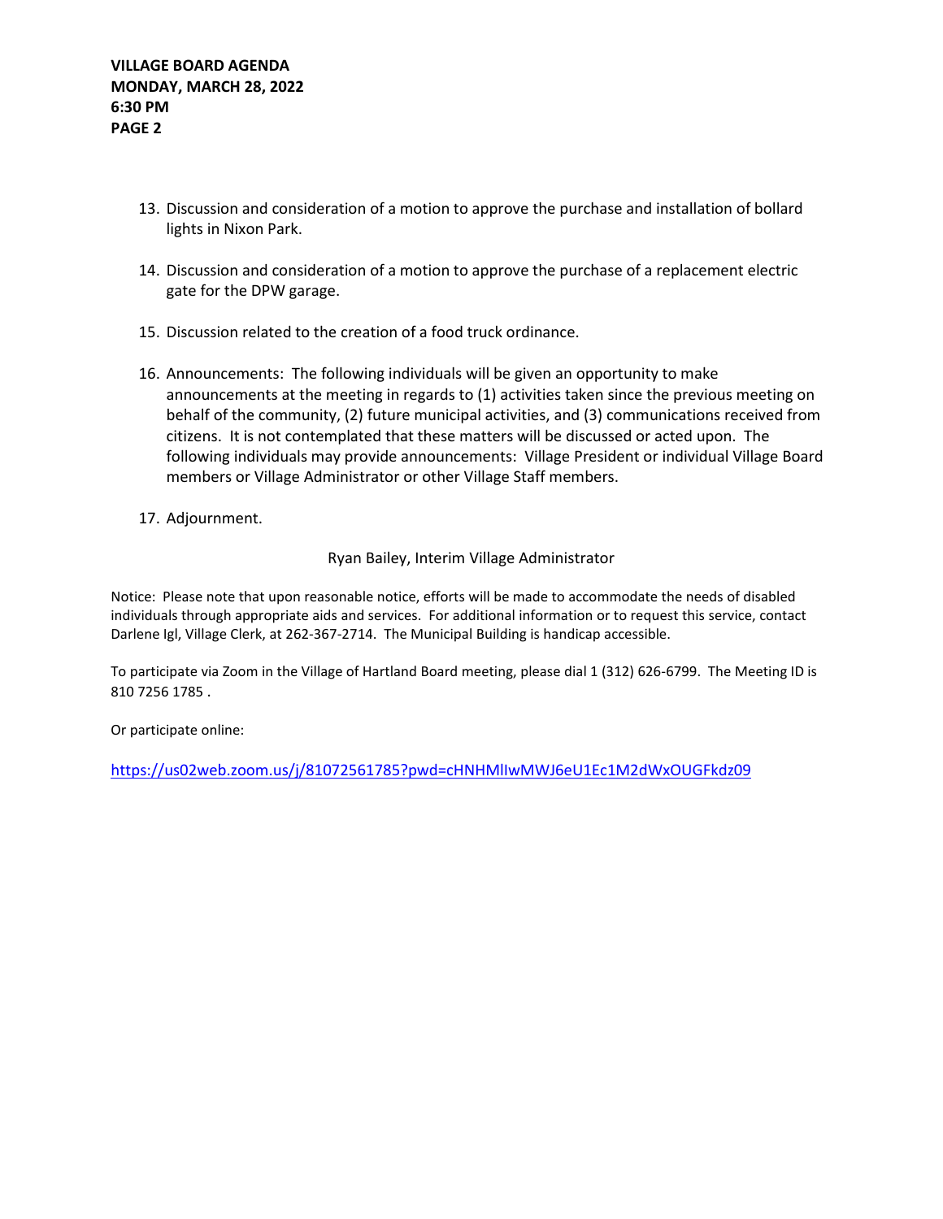13. Discussion and consideration of a motion to approve the purchase and installation of bollard lights in Nixon Park.

14. Discussion and consideration of a motion to approve the purchase of a replacement electric gate for the DPW garage.

15. Discussion related to the creation of a food truck ordinance.

16. Announcements: The following individuals will be given an opportunity to make announcements at the meeting in regards to (1) activities taken since the previous meeting on behalf of the community, (2) future municipal activities, and (3) communications received from citizens. It is not contemplated that these matters will be discussed or acted upon. The following individuals may provide announcements: Village President or individual Village Board members or Village Administrator or other Village Staff members.

17. Adjournment.

Ryan Bailey, Interim Village Administrator

Notice: Please note that upon reasonable notice, efforts will be made to accommodate the needs of disabled individuals through appropriate aids and services. For additional information or to request this service, contact Darlene Igl, Village Clerk, at 262-367-2714. The Municipal Building is handicap accessible.

To participate via Zoom in the Village of Hartland Board meeting, please dial 1 (312) 626-6799. The Meeting ID is 810 7256 1785 .

Or participate online:

https://us02web.zoom.us/j/81072561785?pwd=cHNHMlIwMWJ6eU1Ec1M2dWxOUGFkdz09